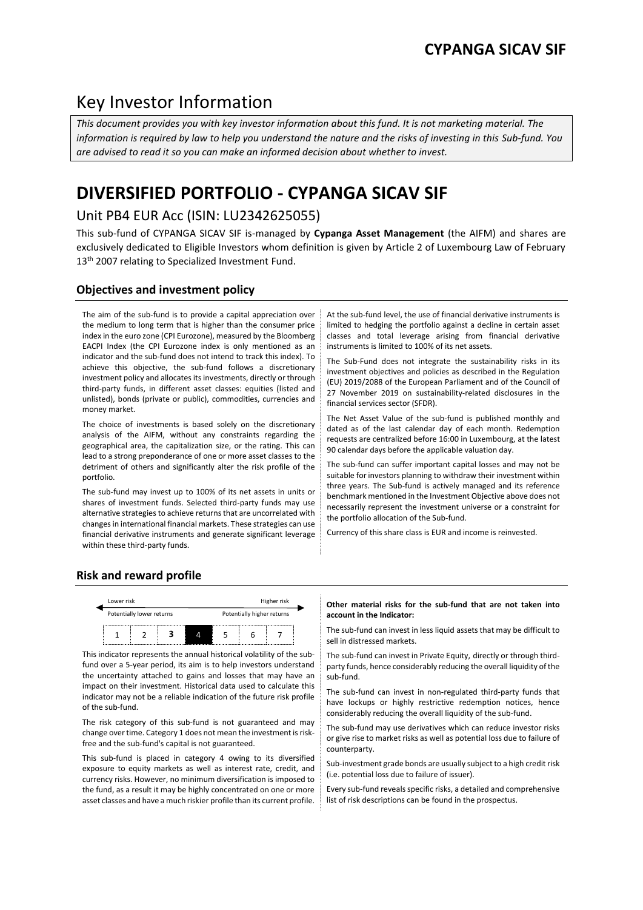# CYPANGA SICAV SIF

# Key Investor Information

*This document provides you with key investor information about this fund. It is not marketing material. The information is required by law to help you understand the nature and the risks of investing in this Sub-fund. You are advised to read it so you can make an informed decision about whether to invest.*

# DIVERSIFIED PORTFOLIO - CYPANGA SICAV SIF

## Unit PB4 EUR Acc (ISIN: LU2342625055)

This sub-fund of CYPANGA SICAV SIF is-managed by **Cypanga Asset Management** (the AIFM) and shares are exclusively dedicated to Eligible Investors whom definition is given by Article 2 of Luxembourg Law of February 13th 2007 relating to Specialized Investment Fund.

### Objectives and investment policy

The aim of the sub-fund is to provide a capital appreciation over the medium to long term that is higher than the consumer price index in the euro zone (CPI Eurozone), measured by the Bloomberg EACPI Index (the CPI Eurozone index is only mentioned as an indicator and the sub-fund does not intend to track this index). To achieve this objective, the sub-fund follows a discretionary investment policy and allocates its investments, directly or through third-party funds, in different asset classes: equities (listed and unlisted), bonds (private or public), commodities, currencies and money market.

The choice of investments is based solely on the discretionary analysis of the AIFM, without any constraints regarding the geographical area, the capitalization size, or the rating. This can lead to a strong preponderance of one or more asset classes to the detriment of others and significantly alter the risk profile of the portfolio.

The sub-fund may invest up to 100% of its net assets in units or shares of investment funds. Selected third-party funds may use alternative strategies to achieve returns that are uncorrelated with changes in international financial markets. These strategies can use financial derivative instruments and generate significant leverage within these third-party funds.

At the sub-fund level, the use of financial derivative instruments is limited to hedging the portfolio against a decline in certain asset classes and total leverage arising from financial derivative instruments is limited to 100% of its net assets.

The Sub-Fund does not integrate the sustainability risks in its investment objectives and policies as described in the Regulation (EU) 2019/2088 of the European Parliament and of the Council of 27 November 2019 on sustainability-related disclosures in the financial services sector (SFDR).

The Net Asset Value of the sub-fund is published monthly and dated as of the last calendar day of each month. Redemption requests are centralized before 16:00 in Luxembourg, at the latest 90 calendar days before the applicable valuation day.

The sub-fund can suffer important capital losses and may not be suitable for investors planning to withdraw their investment within three years. The Sub-fund is actively managed and its reference benchmark mentioned in the Investment Objective above does not necessarily represent the investment universe or a constraint for the portfolio allocation of the Sub-fund.

Currency of this share class is EUR and income is reinvested.

### Risk and reward profile

Lower risk — Higher risk

Potentially lower returns — Potentially higher returns

| 1 | 2 | 3 | 4 | 5 | 6 | 7 |
|---|---|---|---|---|---|---|

This indicator represents the annual historical volatility of the sub-fund over a 5-year period, its aim is to help investors understand the uncertainty attached to gains and losses that may have an impact on their investment. Historical data used to calculate this indicator may not be a reliable indication of the future risk profile of the sub-fund.

The risk category of this sub-fund is not guaranteed and may change over time. Category 1 does not mean the investment is risk-free and the sub-fund's capital is not guaranteed.

This sub-fund is placed in category 4 owing to its diversified exposure to equity markets as well as interest rate, credit, and currency risks. However, no minimum diversification is imposed to the fund, as a result it may be highly concentrated on one or more asset classes and have a much riskier profile than its current profile.

**Other material risks for the sub-fund that are not taken into account in the Indicator:**

The sub-fund can invest in less liquid assets that may be difficult to sell in distressed markets.

The sub-fund can invest in Private Equity, directly or through third-party funds, hence considerably reducing the overall liquidity of the sub-fund.

The sub-fund can invest in non-regulated third-party funds that have lockups or highly restrictive redemption notices, hence considerably reducing the overall liquidity of the sub-fund.

The sub-fund may use derivatives which can reduce investor risks or give rise to market risks as well as potential loss due to failure of counterparty.

Sub-investment grade bonds are usually subject to a high credit risk (i.e. potential loss due to failure of issuer).

Every sub-fund reveals specific risks, a detailed and comprehensive list of risk descriptions can be found in the prospectus.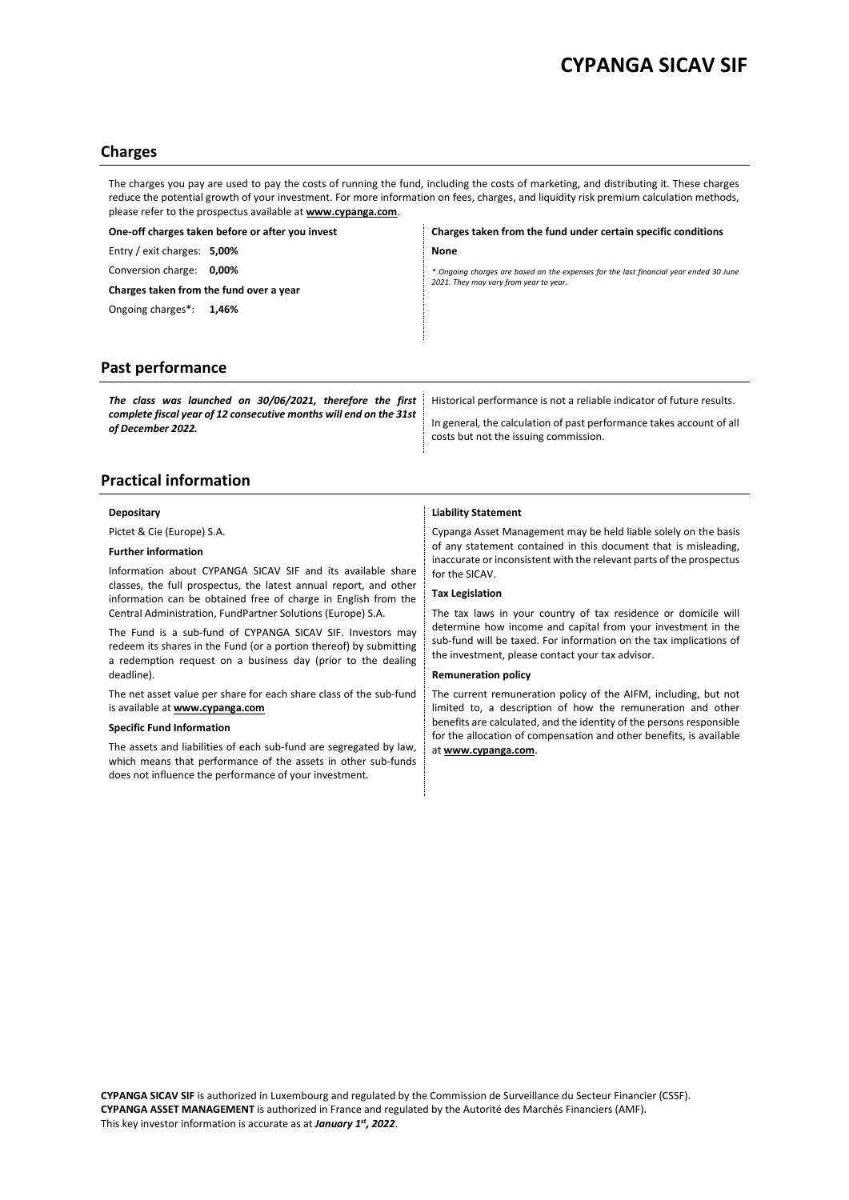## Charges

The charges you pay are used to pay the costs of running the fund, including the costs of marketing, and distributing it. These charges reduce the potential growth of your investment. For more information on fees, charges, and liquidity risk premium calculation methods, please refer to the prospectus available at **www.cypanga.com**.

**One-off charges taken before or after you invest**

Entry / exit charges: **5,00%**

Conversion charge: **0,00%**

**Charges taken from the fund over a year**

Ongoing charges*: **1,46%**

**Charges taken from the fund under certain specific conditions**

**None**

*\* Ongoing charges are based on the expenses for the last financial year ended 30 June 2021. They may vary from year to year.*

## Past performance

***The class was launched on 30/06/2021, therefore the first complete fiscal year of 12 consecutive months will end on the 31st of December 2022.***

Historical performance is not a reliable indicator of future results.

In general, the calculation of past performance takes account of all costs but not the issuing commission.

## Practical information

**Depositary**

Pictet & Cie (Europe) S.A.

**Further information**

Information about CYPANGA SICAV SIF and its available share classes, the full prospectus, the latest annual report, and other information can be obtained free of charge in English from the Central Administration, FundPartner Solutions (Europe) S.A.

The Fund is a sub-fund of CYPANGA SICAV SIF. Investors may redeem its shares in the Fund (or a portion thereof) by submitting a redemption request on a business day (prior to the dealing deadline).

The net asset value per share for each share class of the sub-fund is available at **www.cypanga.com**

**Specific Fund Information**

The assets and liabilities of each sub-fund are segregated by law, which means that performance of the assets in other sub-funds does not influence the performance of your investment.

**Liability Statement**

Cypanga Asset Management may be held liable solely on the basis of any statement contained in this document that is misleading, inaccurate or inconsistent with the relevant parts of the prospectus for the SICAV.

**Tax Legislation**

The tax laws in your country of tax residence or domicile will determine how income and capital from your investment in the sub-fund will be taxed. For information on the tax implications of the investment, please contact your tax advisor.

**Remuneration policy**

The current remuneration policy of the AIFM, including, but not limited to, a description of how the remuneration and other benefits are calculated, and the identity of the persons responsible for the allocation of compensation and other benefits, is available at **www.cypanga.com**.

**CYPANGA SICAV SIF** is authorized in Luxembourg and regulated by the Commission de Surveillance du Secteur Financier (CSSF).
**CYPANGA ASSET MANAGEMENT** is authorized in France and regulated by the Autorité des Marchés Financiers (AMF).
This key investor information is accurate as at ***January 1st, 2022***.